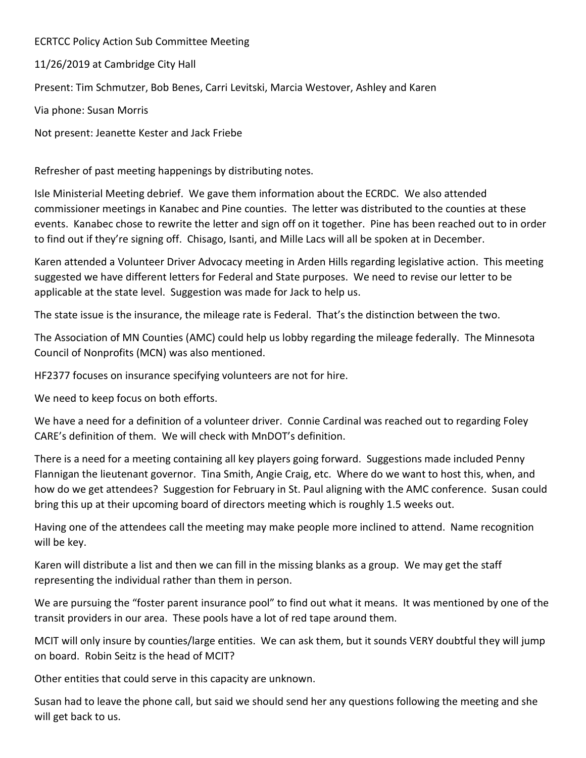ECRTCC Policy Action Sub Committee Meeting

11/26/2019 at Cambridge City Hall

Present: Tim Schmutzer, Bob Benes, Carri Levitski, Marcia Westover, Ashley and Karen

Via phone: Susan Morris

Not present: Jeanette Kester and Jack Friebe

Refresher of past meeting happenings by distributing notes.

Isle Ministerial Meeting debrief. We gave them information about the ECRDC. We also attended commissioner meetings in Kanabec and Pine counties. The letter was distributed to the counties at these events. Kanabec chose to rewrite the letter and sign off on it together. Pine has been reached out to in order to find out if they're signing off. Chisago, Isanti, and Mille Lacs will all be spoken at in December.

Karen attended a Volunteer Driver Advocacy meeting in Arden Hills regarding legislative action. This meeting suggested we have different letters for Federal and State purposes. We need to revise our letter to be applicable at the state level. Suggestion was made for Jack to help us.

The state issue is the insurance, the mileage rate is Federal. That's the distinction between the two.

The Association of MN Counties (AMC) could help us lobby regarding the mileage federally. The Minnesota Council of Nonprofits (MCN) was also mentioned.

HF2377 focuses on insurance specifying volunteers are not for hire.

We need to keep focus on both efforts.

We have a need for a definition of a volunteer driver. Connie Cardinal was reached out to regarding Foley CARE's definition of them. We will check with MnDOT's definition.

There is a need for a meeting containing all key players going forward. Suggestions made included Penny Flannigan the lieutenant governor. Tina Smith, Angie Craig, etc. Where do we want to host this, when, and how do we get attendees? Suggestion for February in St. Paul aligning with the AMC conference. Susan could bring this up at their upcoming board of directors meeting which is roughly 1.5 weeks out.

Having one of the attendees call the meeting may make people more inclined to attend. Name recognition will be key.

Karen will distribute a list and then we can fill in the missing blanks as a group. We may get the staff representing the individual rather than them in person.

We are pursuing the "foster parent insurance pool" to find out what it means. It was mentioned by one of the transit providers in our area. These pools have a lot of red tape around them.

MCIT will only insure by counties/large entities. We can ask them, but it sounds VERY doubtful they will jump on board. Robin Seitz is the head of MCIT?

Other entities that could serve in this capacity are unknown.

Susan had to leave the phone call, but said we should send her any questions following the meeting and she will get back to us.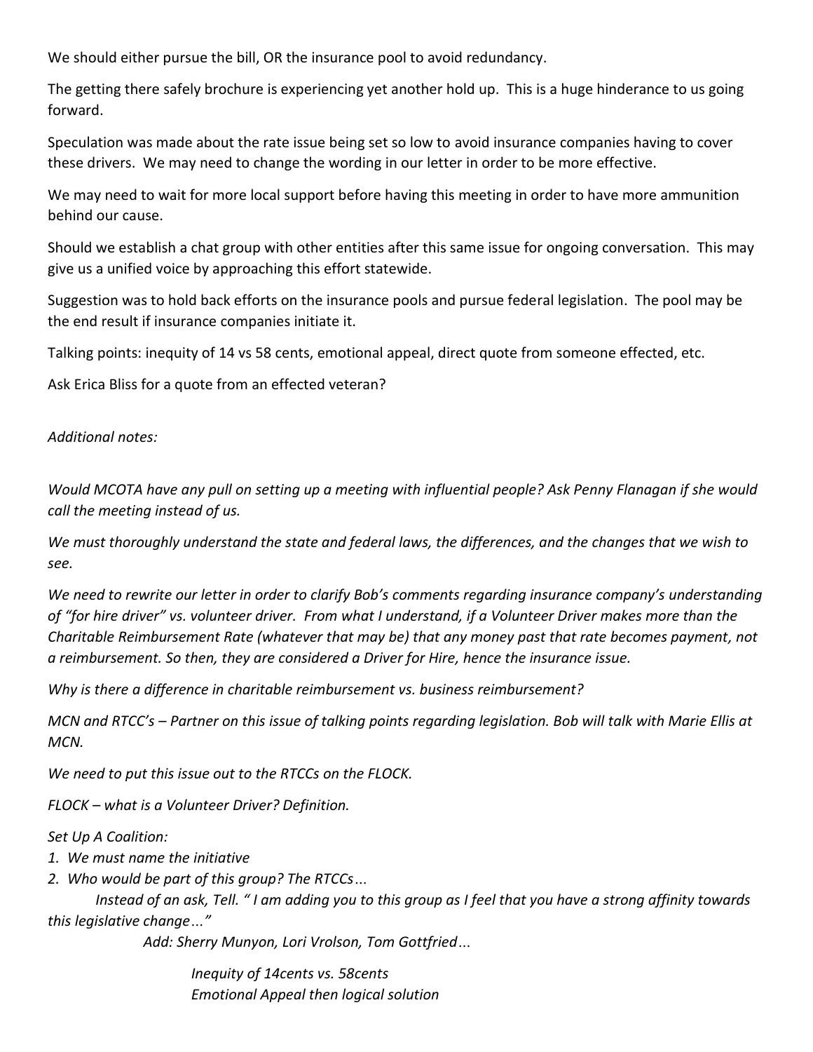We should either pursue the bill, OR the insurance pool to avoid redundancy.

The getting there safely brochure is experiencing yet another hold up. This is a huge hinderance to us going forward.

Speculation was made about the rate issue being set so low to avoid insurance companies having to cover these drivers. We may need to change the wording in our letter in order to be more effective.

We may need to wait for more local support before having this meeting in order to have more ammunition behind our cause.

Should we establish a chat group with other entities after this same issue for ongoing conversation. This may give us a unified voice by approaching this effort statewide.

Suggestion was to hold back efforts on the insurance pools and pursue federal legislation. The pool may be the end result if insurance companies initiate it.

Talking points: inequity of 14 vs 58 cents, emotional appeal, direct quote from someone effected, etc.

Ask Erica Bliss for a quote from an effected veteran?

*Additional notes:*

*Would MCOTA have any pull on setting up a meeting with influential people? Ask Penny Flanagan if she would call the meeting instead of us.*

*We must thoroughly understand the state and federal laws, the differences, and the changes that we wish to see.*

*We need to rewrite our letter in order to clarify Bob's comments regarding insurance company's understanding of "for hire driver" vs. volunteer driver. From what I understand, if a Volunteer Driver makes more than the Charitable Reimbursement Rate (whatever that may be) that any money past that rate becomes payment, not a reimbursement. So then, they are considered a Driver for Hire, hence the insurance issue.*

*Why is there a difference in charitable reimbursement vs. business reimbursement?*

*MCN and RTCC's – Partner on this issue of talking points regarding legislation. Bob will talk with Marie Ellis at MCN.*

*We need to put this issue out to the RTCCs on the FLOCK.*

*FLOCK – what is a Volunteer Driver? Definition.*

*Set Up A Coalition:*

1. *We must name the initiative*
2. *Who would be part of this group? The RTCCs…*

    *Instead of an ask, Tell. " I am adding you to this group as I feel that you have a strong affinity towards this legislative change…"*

    *Add: Sherry Munyon, Lori Vrolson, Tom Gottfried…*

    *Inequity of 14cents vs. 58cents*
    *Emotional Appeal then logical solution*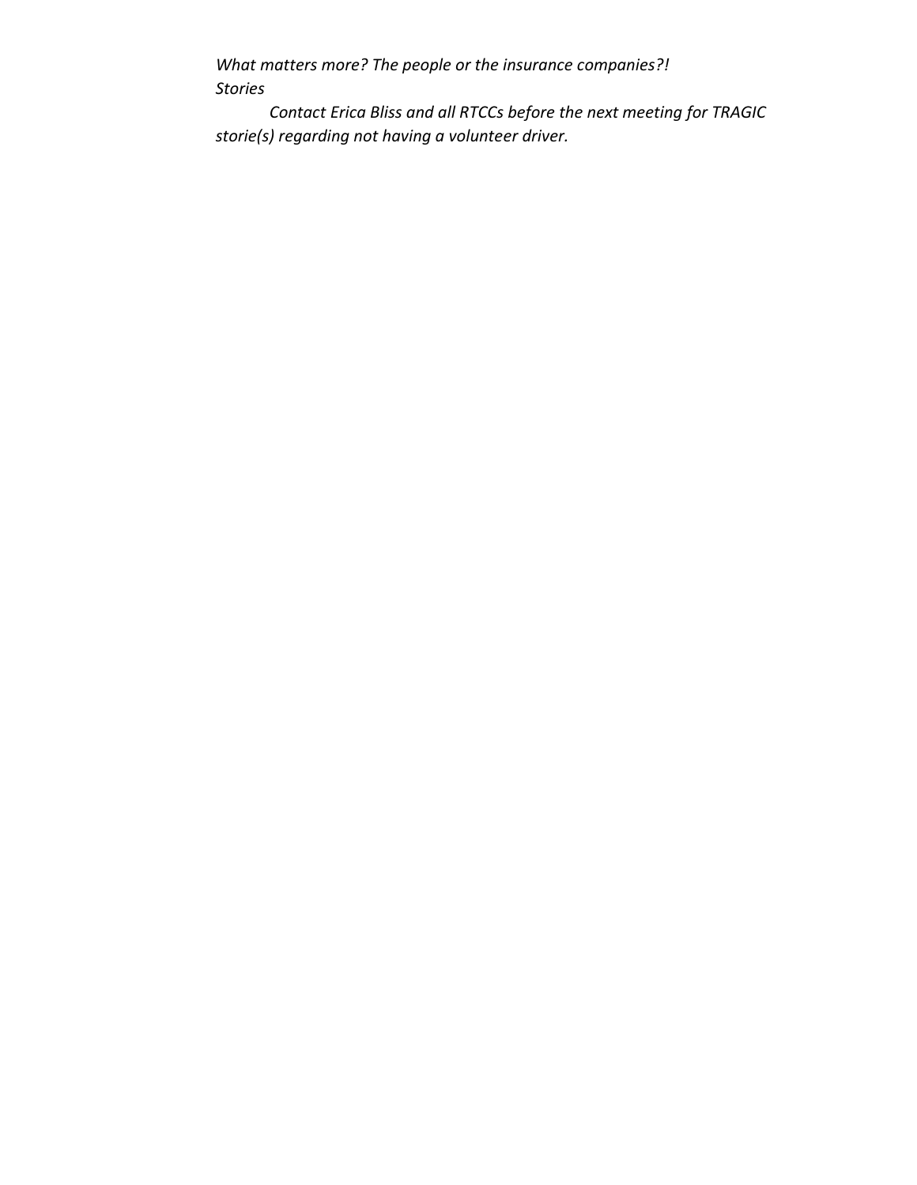*What matters more? The people or the insurance companies?!*
*Stories*

*Contact Erica Bliss and all RTCCs before the next meeting for TRAGIC storie(s) regarding not having a volunteer driver.*